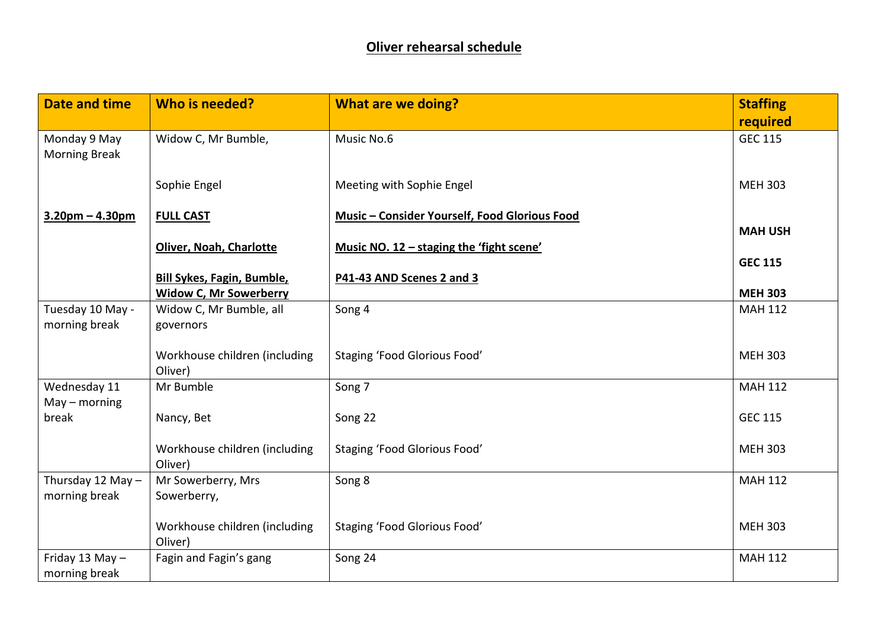# Oliver rehearsal schedule

| Date and time | Who is needed? | What are we doing? | Staffing required |
|---|---|---|---|
| Monday 9 May Morning Break | Widow C, Mr Bumble, | Music No.6 | GEC 115 |
| | Sophie Engel | Meeting with Sophie Engel | MEH 303 |
| **3.20pm – 4.30pm** | **FULL CAST** | **Music – Consider Yourself, Food Glorious Food** | **MAH USH** |
| | **Oliver, Noah, Charlotte** | **Music NO. 12 – staging the 'fight scene'** | **GEC 115** |
| | **Bill Sykes, Fagin, Bumble, Widow C, Mr Sowerberry** | **P41-43 AND Scenes 2 and 3** | **MEH 303** |
| Tuesday 10 May - morning break | Widow C, Mr Bumble, all governors | Song 4 | MAH 112 |
| | Workhouse children (including Oliver) | Staging 'Food Glorious Food' | MEH 303 |
| Wednesday 11 May – morning break | Mr Bumble | Song 7 | MAH 112 |
| | Nancy, Bet | Song 22 | GEC 115 |
| | Workhouse children (including Oliver) | Staging 'Food Glorious Food' | MEH 303 |
| Thursday 12 May – morning break | Mr Sowerberry, Mrs Sowerberry, | Song 8 | MAH 112 |
| | Workhouse children (including Oliver) | Staging 'Food Glorious Food' | MEH 303 |
| Friday 13 May – morning break | Fagin and Fagin's gang | Song 24 | MAH 112 |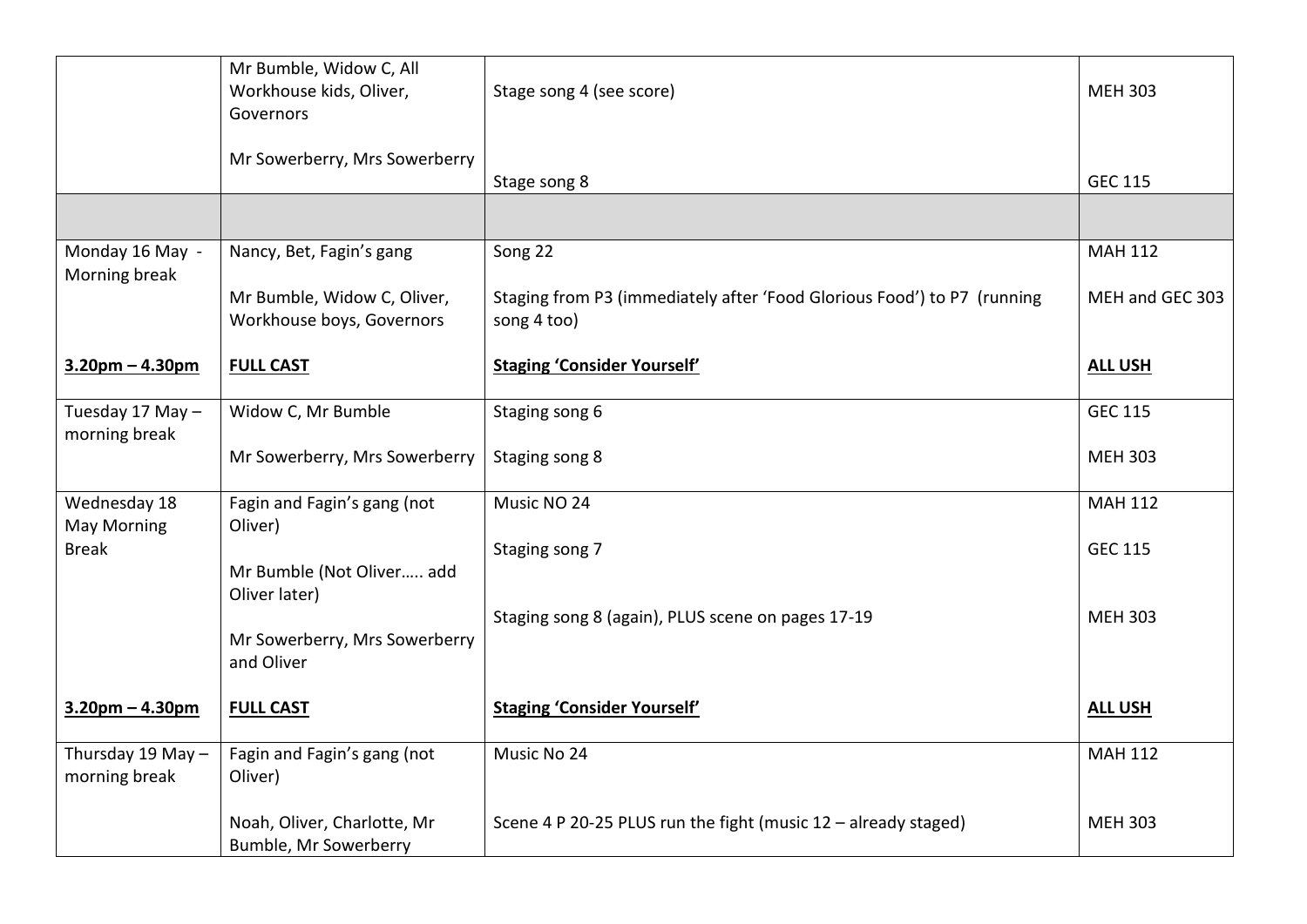| | | | |
|---|---|---|---|
| | Mr Bumble, Widow C, All Workhouse kids, Oliver, Governors | Stage song 4 (see score) | MEH 303 |
| | Mr Sowerberry, Mrs Sowerberry | Stage song 8 | GEC 115 |
| | | | |
| Monday 16 May - Morning break | Nancy, Bet, Fagin's gang | Song 22 | MAH 112 |
| | Mr Bumble, Widow C, Oliver, Workhouse boys, Governors | Staging from P3 (immediately after 'Food Glorious Food') to P7 (running song 4 too) | MEH and GEC 303 |
| **3.20pm – 4.30pm** | **FULL CAST** | **Staging 'Consider Yourself'** | **ALL USH** |
| Tuesday 17 May – morning break | Widow C, Mr Bumble | Staging song 6 | GEC 115 |
| | Mr Sowerberry, Mrs Sowerberry | Staging song 8 | MEH 303 |
| Wednesday 18 May Morning Break | Fagin and Fagin's gang (not Oliver) | Music NO 24 | MAH 112 |
| | Mr Bumble (Not Oliver….. add Oliver later) | Staging song 7 | GEC 115 |
| | Mr Sowerberry, Mrs Sowerberry and Oliver | Staging song 8 (again), PLUS scene on pages 17-19 | MEH 303 |
| **3.20pm – 4.30pm** | **FULL CAST** | **Staging 'Consider Yourself'** | **ALL USH** |
| Thursday 19 May – morning break | Fagin and Fagin's gang (not Oliver) | Music No 24 | MAH 112 |
| | Noah, Oliver, Charlotte, Mr Bumble, Mr Sowerberry | Scene 4 P 20-25 PLUS run the fight (music 12 – already staged) | MEH 303 |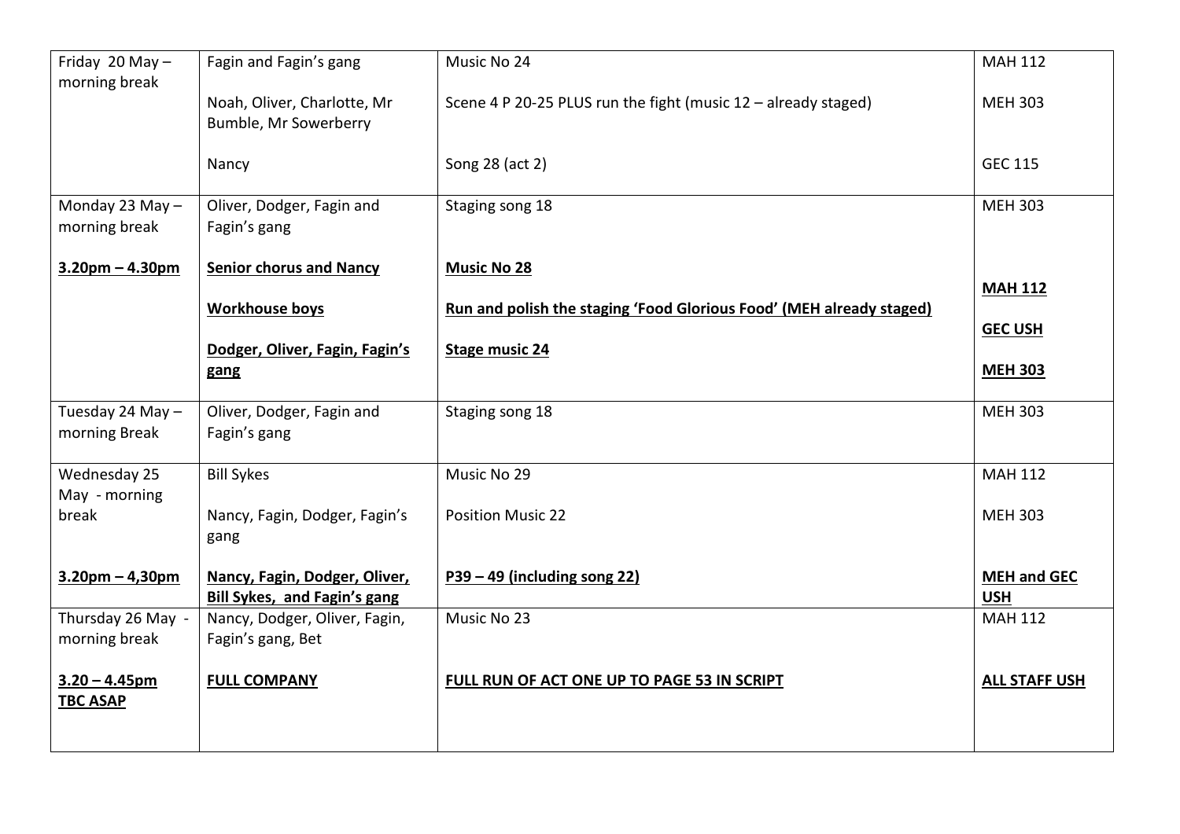| Friday 20 May – morning break | Fagin and Fagin's gang<br><br>Noah, Oliver, Charlotte, Mr Bumble, Mr Sowerberry<br><br>Nancy | Music No 24<br><br>Scene 4 P 20-25 PLUS run the fight (music 12 – already staged)<br><br>Song 28 (act 2) | MAH 112<br><br>MEH 303<br><br>GEC 115 |
|---|---|---|---|
| Monday 23 May – morning break<br><br>**3.20pm – 4.30pm** | Oliver, Dodger, Fagin and Fagin's gang<br><br>**Senior chorus and Nancy**<br><br>**Workhouse boys**<br><br>**Dodger, Oliver, Fagin, Fagin's gang** | Staging song 18<br><br>**Music No 28**<br><br>**Run and polish the staging 'Food Glorious Food' (MEH already staged)**<br><br>**Stage music 24** | MEH 303<br><br>**MAH 112**<br><br>**GEC USH**<br><br>**MEH 303** |
| Tuesday 24 May – morning Break | Oliver, Dodger, Fagin and Fagin's gang | Staging song 18 | MEH 303 |
| Wednesday 25 May - morning break<br><br>**3.20pm – 4,30pm** | Bill Sykes<br><br>Nancy, Fagin, Dodger, Fagin's gang<br><br>**Nancy, Fagin, Dodger, Oliver, Bill Sykes, and Fagin's gang** | Music No 29<br><br>Position Music 22<br><br>**P39 – 49 (including song 22)** | MAH 112<br><br>MEH 303<br><br>**MEH and GEC USH** |
| Thursday 26 May - morning break<br><br>**3.20 – 4.45pm TBC ASAP** | Nancy, Dodger, Oliver, Fagin, Fagin's gang, Bet<br><br>**FULL COMPANY** | Music No 23<br><br>**FULL RUN OF ACT ONE UP TO PAGE 53 IN SCRIPT** | MAH 112<br><br>**ALL STAFF USH** |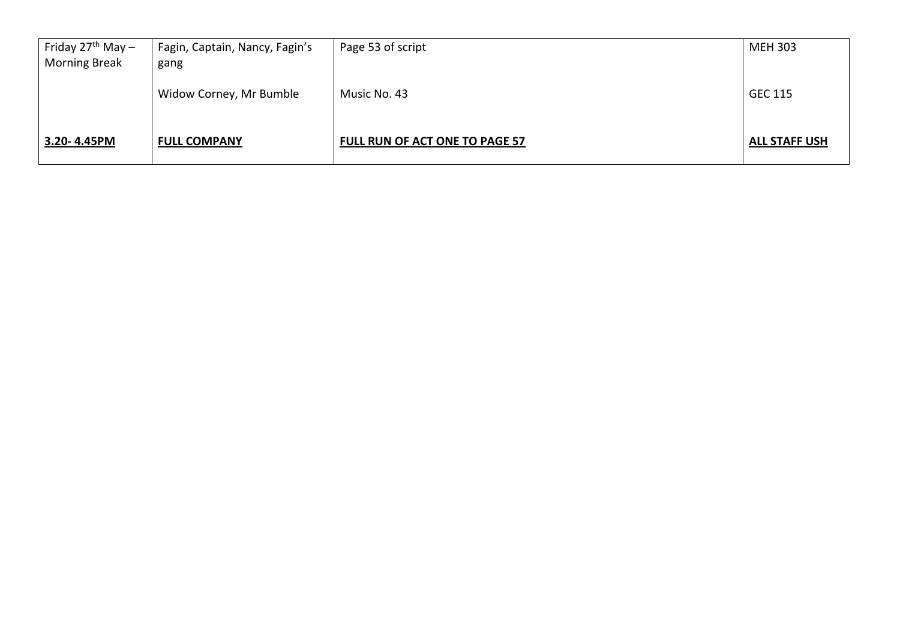| | | | |
|---|---|---|---|
| Friday 27th May – Morning Break | Fagin, Captain, Nancy, Fagin's gang | Page 53 of script | MEH 303 |
| | Widow Corney, Mr Bumble | Music No. 43 | GEC 115 |
| **3.20- 4.45PM** | **FULL COMPANY** | **FULL RUN OF ACT ONE TO PAGE 57** | **ALL STAFF USH** |